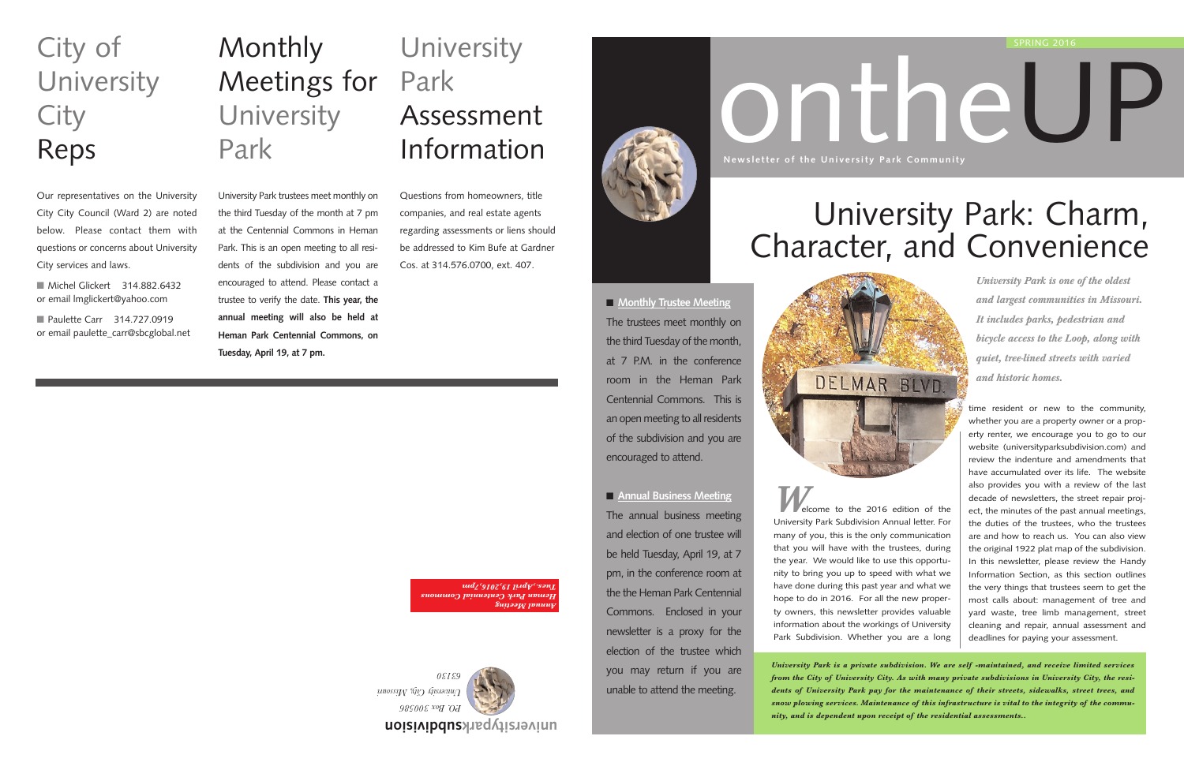## City of University City Reps

Our representatives on the University City City Council (Ward 2) are noted below. Please contact them with questions or concerns about University City services and laws.

- Michel Glickert 314.882.6432 or email lmglickert@yahoo.com
- Paulette Carr 314.727.0919 or email paulette_carr@sbcglobal.net

## Monthly Meetings for University Park

University Park trustees meet monthly on the third Tuesday of the month at 7 pm at the Centennial Commons in Heman Park. This is an open meeting to all residents of the subdivision and you are encouraged to attend. Please contact a trustee to verify the date. **This year, the annual meeting will also be held at Heman Park Centennial Commons, on Tuesday, April 19, at 7 pm.**

## University Park Assessment Information

Questions from homeowners, title companies, and real estate agents regarding assessments or liens should be addressed to Kim Bufe at Gardner Cos. at 314.576.0700, ext. 407.

*Annual Meeting*
*Heman Park Centennial Commons*
*Tues. April 19, 2016, 7pm*

**universityparksubdivision**
*P.O. Box 300586*
*University City, Missouri*
*63130*

SPRING 2016

# ontheUP

**Newsletter of the University Park Community**

# University Park: Charm, Character, and Convenience

- **Monthly Trustee Meeting**

The trustees meet monthly on the third Tuesday of the month, at 7 P.M. in the conference room in the Heman Park Centennial Commons. This is an open meeting to all residents of the subdivision and you are encouraged to attend.

- **Annual Business Meeting**

The annual business meeting and election of one trustee will be held Tuesday, April 19, at 7 pm, in the conference room at the the Heman Park Centennial Commons. Enclosed in your newsletter is a proxy for the election of the trustee which you may return if you are unable to attend the meeting.

*University Park is one of the oldest and largest communities in Missouri. It includes parks, pedestrian and bicycle access to the Loop, along with quiet, tree-lined streets with varied and historic homes.*

Welcome to the 2016 edition of the University Park Subdivision Annual letter. For many of you, this is the only communication that you will have with the trustees, during the year. We would like to use this opportunity to bring you up to speed with what we have done during this past year and what we hope to do in 2016. For all the new property owners, this newsletter provides valuable information about the workings of University Park Subdivision. Whether you are a long time resident or new to the community, whether you are a property owner or a property renter, we encourage you to go to our website (universityparksubdivision.com) and review the indenture and amendments that have accumulated over its life. The website also provides you with a review of the last decade of newsletters, the street repair project, the minutes of the past annual meetings, the duties of the trustees, who the trustees are and how to reach us. You can also view the original 1922 plat map of the subdivision. In this newsletter, please review the Handy Information Section, as this section outlines the very things that trustees seem to get the most calls about: management of tree and yard waste, tree limb management, street cleaning and repair, annual assessment and deadlines for paying your assessment.

***University Park is a private subdivision. We are self -maintained, and receive limited services from the City of University City. As with many private subdivisions in University City, the residents of University Park pay for the maintenance of their streets, sidewalks, street trees, and snow plowing services. Maintenance of this infrastructure is vital to the integrity of the community, and is dependent upon receipt of the residential assessments..***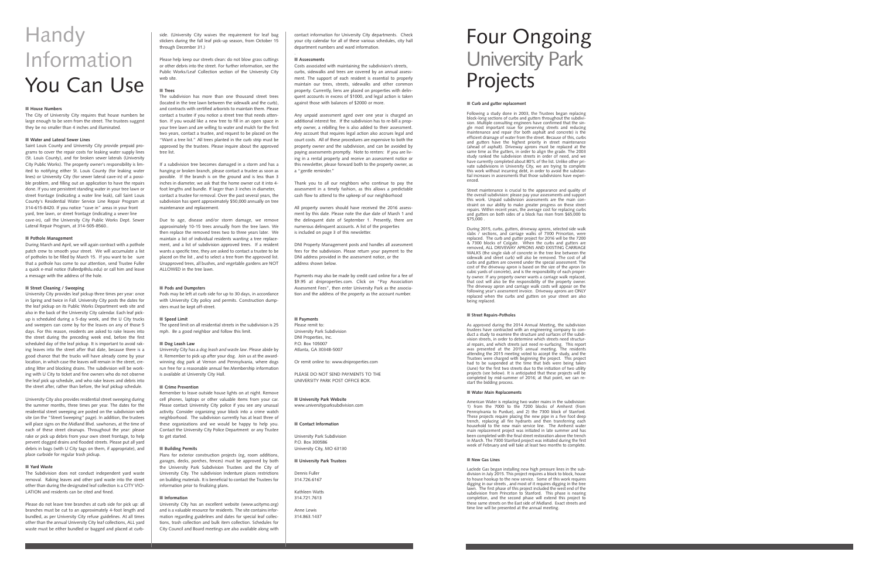# Handy Information You Can Use

### House Numbers

The City of University City requires that house numbers be large enough to be seen from the street. The trustees suggest they be no smaller than 4 inches and illuminated.

### Water and Lateral Sewer Lines

Saint Louis County and University City provide prepaid programs to cover the repair costs for leaking water supply lines (St. Louis County), and for broken sewer laterals (University City Public Works). The property owner's responsibility is limited to notifying either St. Louis County (for leaking water lines) or University City (for sewer lateral cave-in) of a possible problem, and filling out an application to have the repairs done. If you see persistent standing water in your tree lawn or street frontage (indicating a water line leak), call Saint Louis County's Residential Water Service Line Repair Program at 314-615-8420. If you notice "cave in" areas in your front yard, tree lawn, or street frontage (indicating a sewer line cave-in), call the University City Public Works Dept. Sewer Lateral Repair Program, at 314-505-8560..

### Pothole Management

During March and April, we will again contract with a pothole patch crew to smooth your street. We will accumulate a list of potholes to be filled by March 15. If you want to be sure that a pothole has come to our attention, send Trustee Fuller a quick e-mail notice (fullerdp@slu.edu) or call him and leave a message with the address of the hole.

### Street Cleaning / Sweeping

University City provides leaf pickup three times per year: once in Spring and twice in Fall. University City posts the dates for the leaf pickup on its Public Works Department web site and also in the back of the University City calendar. Each leaf pickup is scheduled during a 5-day week, and the U City trucks and sweepers can come by for the leaves on any of those 5 days. For this reason, residents are asked to rake leaves into the street during the preceding week end, before the first scheduled day of the leaf pickup. It is important to avoid raking leaves into the street after that date, because there is a good chance that the trucks will have already come by your location, in which case the leaves will remain in the street, creating litter and blocking drains. The subdivision will be working with U City to ticket and fine owners who do not observe the leaf pick up schedule, and who rake leaves and debris into the street after, rather than before, the leaf pickup schedule.

University City also provides residential street sweeping during the summer months, three times per year. The dates for the residential street sweeping are posted on the subdivision web site (on the "Street Sweeping" page). In addition, the trustees will place signs on the Midland Blvd. sawhorses, at the time of each of these street cleanups. Throughout the year: please rake or pick up debris from your own street frontage, to help prevent clogged drains and flooded streets. Please put all yard debris in bags (with U City tags on them, if appropriate), and place curbside for regular trash pickup.

### Yard Waste

The Subdivision does not conduct independent yard waste removal. Raking leaves and other yard waste into the street other than during the designated leaf collection is a CITY VIOLATION and residents can be cited and fined.

Please do not leave tree branches at curb side for pick up: all branches must be cut to an approximately 4-foot length and bundled, as per University City refuse guidelines. At all times other than the annual University City leaf collections, ALL yard waste must be either bundled or bagged and placed at curbside. (University City waives the requirement for leaf bag stickers during the fall leaf pick-up season, from October 15 through December 31.)

Please help keep our streets clean: do not blow grass cuttings or other debris into the street. For further information, see the Public Works/Leaf Collection section of the University City web site.

### Trees

The subdivision has more than one thousand street trees (located in the tree lawn between the sidewalk and the curb), and contracts with certified arborists to maintain them. Please contact a trustee if you notice a street tree that needs attention. If you would like a new tree to fill in an open space in your tree lawn and are willing to water and mulch for the first two years, contact a trustee, and request to be placed on the "Want a tree list." All trees planted in the curb strip must be approved by the trustees. Please inquire about the approved tree list.

If a subdivision tree becomes damaged in a storm and has a hanging or broken branch, please contact a trustee as soon as possible. If the branch is on the ground and is less than 3 inches in diameter, we ask that the home owner cut it into 4-foot lengths and bundle. If larger than 3 inches in diameter, contact a trustee for removal. Over the past several years, the subdivision has spent approximately $50,000 annually on tree maintenance and replacement.

Due to age, disease and/or storm damage, we remove approximately 10-15 trees annually from the tree lawn. We then replace the removed trees two to three years later. We maintain a list of individual residents wanting a tree replacement, and a list of subdivision approved trees. If a resident wants a specific tree, they are asked to contact a trustee to be placed on the list , and to select a tree from the approved list. Unapproved trees, all bushes, and vegetable gardens are NOT ALLOWED in the tree lawn.

### Pods and Dumpsters

Pods may be left at curb side for up to 30 days, in accordance with University City policy and permits. Construction dumpsters must be kept off-street.

### Speed Limit

The speed limit on all residential streets in the subdivision is 25 mph. Be a good neighbor and follow this limit.

### Dog Leash Law

University City has a *dog leash and waste law*. Please abide by it. Remember to pick up after your dog. Join us at the award-winning dog park at Vernon and Pennsylvania, where dogs run free for a reasonable annual fee.Membership information is available at University City Hall.

### Crime Prevention

Remember to leave outside house lights on at night. Remove cell phones, laptops or other valuable items from your car. Please contact University City police if you see any unusual activity. Consider organizing your block into a crime watch neighborhood. The subdivision currently has at least three of these organizations and we would be happy to help you. Contact the University City Police Department or any Trustee to get started.

### Building Permits

Plans for exterior construction projects (eg, room additions, garages, decks, porches, fences) must be approved by both the University Park Subdivision Trustees and the City of University City. The subdivision Indenture places restrictions on building materials. It is beneficial to contact the Trustees for information prior to finalizing plans.

### Information

University City has an excellent website (www.ucitymo.org) and is a valuable resource for residents. The site contains information regarding guidelines and dates for special leaf collections, trash collection and bulk item collection. Schedules for City Council and Board meetings are also available along with contact information for University City departments. Check your city calendar for all of these various schedules, city hall department numbers and ward information.

### Assessments

Costs associated with maintaining the subdivision's streets, curbs, sidewalks and trees are covered by an annual assessment. The support of each resident is essential to properly maintain our trees, streets, sidewalks and other common property. Currently, liens are placed on properties with delinquent accounts in excess of $1000, and legal action is taken against those with balances of $2000 or more.

Any unpaid assessment aged over one year is charged an additional interest fee. If the subdivision has to re-bill a property owner, a rebilling fee is also added to their assessment. Any account that requires legal action also accrues legal and court costs. All of these procedures are expensive to both the property owner and the subdivision, and can be avoided by paying assessments promptly. Note to renters: If you are living in a rental property and receive an assessment notice or this newsletter, please forward both to the property owner, as a "gentle reminder."

Thank you to all our neighbors who continue to pay the assessment in a timely fashion, as this allows a predictable cash flow to attend to the upkeep of our neighborhood

All property owners should have received the 2016 assessment by this date. Please note the due date of March 1 and the delinquent date of September 1. Presently, there are numerous delinquent accounts. A list of the properties is included on page 3 of this newsletter.

DNI Property Management posts and handles all assessment fees for the subdivision. Please return your payment to the DNI address provided in the assessment notice, or the address shown below.

Payments may also be made by credit card online for a fee of $9.95 at dniproperties.com. Click on "Pay Association Assessment Fees", then enter University Park as the association and the address of the property as the account number.

### Payments

Please remit to:
University Park Subdivision
DNI Properties, Inc.
P.O. Box 105007
Atlanta, GA 30348-5007

Or remit online to: www.dniproperties.com

PLEASE DO NOT SEND PAYMENTS TO THE UNIVERSITY PARK POST OFFICE BOX.

### University Park Website

www.universityparksubdivision.com

### Contact Information

University Park Subdivision
P.O. Box 300586
University City, MO 63130

### University Park Trustees

Dennis Fuller
314.726.6167

Kathleen Watts
314.721.7613

Anne Lewis
314.863.1437

# Four Ongoing University Park Projects

### Curb and gutter replacement

Following a study done in 2003, the Trustees began replacing block-long sections of curbs and gutters throughout the subdivision. Multiple consulting engineers have confirmed that the single most important issue for preserving streets and reducing maintenance and repair (for both asphalt and concrete) is the efficient drainage of water from the street. Because of this, curbs and gutters have the highest priority in street maintenance (ahead of asphalt). Driveway aprons must be replaced at the same time as the gutters, in order to align the grade. The 2003 study ranked the subdivision streets in order of need, and we have currently completed about 80% of the list. Unlike other private subdivisions in University City, we are trying to complete this work without incurring debt, in order to avoid the substantial increases in assessments that those subdivisions have experienced.

Street maintenance is crucial to the appearance and quality of the overall subdivision: please pay your assessments and support this work. Unpaid subdivision assessments are the main constraint on our ability to make greater progress on these street repairs. Within recent years, the average cost for replacing curbs and gutters on both sides of a block has risen from $65,000 to $75,000 .

During 2015, curbs, gutters, driveway aprons, selected side walk slabs / sections, and carriage walks of 7300 Princeton, were replaced. The curb and gutter project for 2016 will be the 7200 & 7300 blocks of Colgate. When the curbs and gutters are removed, ALL DRIVEWAY APRONS AND EXISTING CARRIAGE WALKS (the single slab of concrete in the tree line between the sidewalk and street curb) will also be removed. The cost of all curbs and gutters are covered under the special assessment. The cost of the driveway apron is based on the size of the apron (in cubic yards of concrete), and is the responsibility of each property owner. If any property owner wants a carriage walk replaced, that cost will also be the responsibility of the property owner. The driveway apron and carriage walk costs will appear on the following year's assessment invoice. Driveway aprons are ONLY replaced when the curbs and gutters on your street are also being replaced.

### Street Repairs-Potholes

As approved during the 2014 Annual Meeting, the subdivision trustees have contracted with an engineering company to conduct a study to examine the structure and surfaces of the subdivision streets, in order to determine which streets need structural repairs, and which streets just need re-surfacing. This report was presented at the 2015 annual meeting. The residents attending the 2015 meeting voted to accept the study, and the Trustees were charged with beginning the project. This project had to be suspended at the time that bids were being taken (June) for the first two streets due to the initiation of two utility projects (see below). It is anticipated that these projects will be completed by mid-summer of 2016; at that point, we can re-start the bidding process.

### Water Main Replacements

American Water is replacing two water mains in the subdivision: 1) from the 7000 to the 7200 blocks of Amherst (from Pennsylvania to Purdue), and 2) the 7300 block of Stanford. These projects require placing the new pipe in a five foot deep trench, replacing all fire hydrants and then transferring each household to the new main service line. The Amherst water main replacement project was initiated in late summer and has been completed with the final street restoration above the trench in March. The 7300 Stanford project was initiated during the first week of February and will take at least two months to complete.

### New Gas Lines

Laclede Gas began installing new high pressure lines in the subdivision in July 2015. This project requires a block to block, house to house hookup to the new service. Some of this work requires digging in our streets , and most of it requires digging in the tree lawn. The first phase of this project included the west end of the subdivision from Princeton to Stanford. This phase is nearing completion, and the second phase will extend this project to these same streets on the East side of Midland. Exact streets and time line will be presented at the annual meeting.